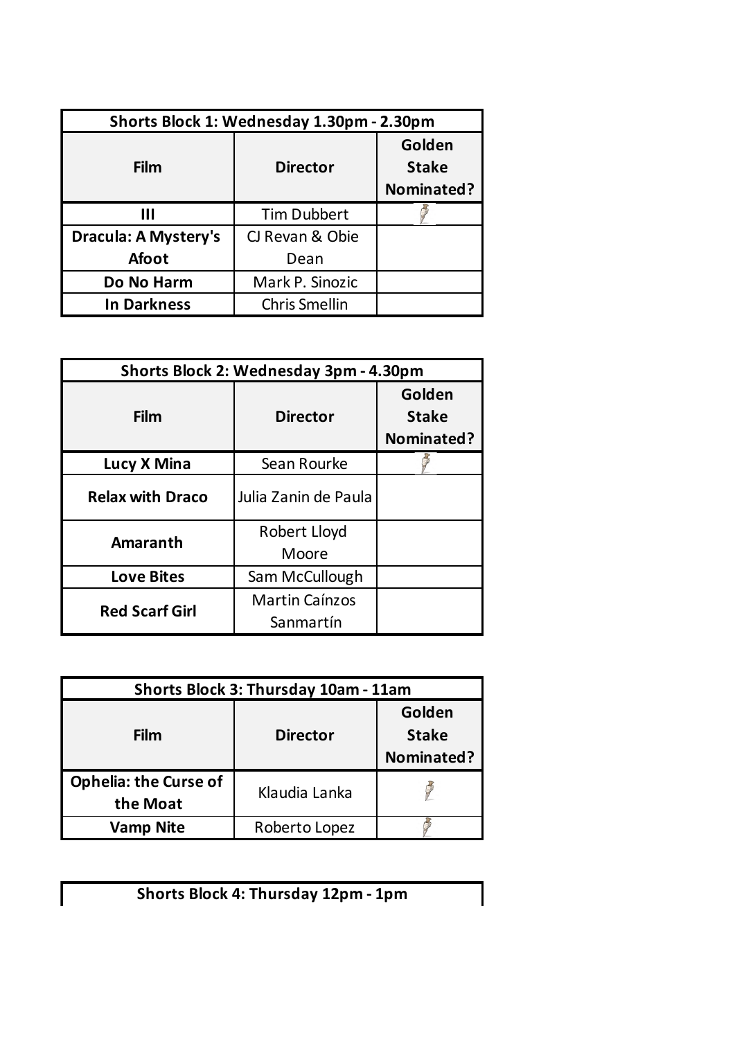| Shorts Block 1: Wednesday 1.30pm - 2.30pm | | |
|---|---|---|
| **Film** | **Director** | **Golden Stake Nominated?** |
| **III** | Tim Dubbert | 🗡 |
| **Dracula: A Mystery's Afoot** | CJ Revan & Obie Dean | |
| **Do No Harm** | Mark P. Sinozic | |
| **In Darkness** | Chris Smellin | |

| Shorts Block 2: Wednesday 3pm - 4.30pm | | |
|---|---|---|
| **Film** | **Director** | **Golden Stake Nominated?** |
| **Lucy X Mina** | Sean Rourke | 🗡 |
| **Relax with Draco** | Julia Zanin de Paula | |
| **Amaranth** | Robert Lloyd Moore | |
| **Love Bites** | Sam McCullough | |
| **Red Scarf Girl** | Martin Caínzos Sanmartín | |

| Shorts Block 3: Thursday 10am - 11am | | |
|---|---|---|
| **Film** | **Director** | **Golden Stake Nominated?** |
| **Ophelia: the Curse of the Moat** | Klaudia Lanka | 🗡 |
| **Vamp Nite** | Roberto Lopez | 🗡 |

| Shorts Block 4: Thursday 12pm - 1pm |
|---|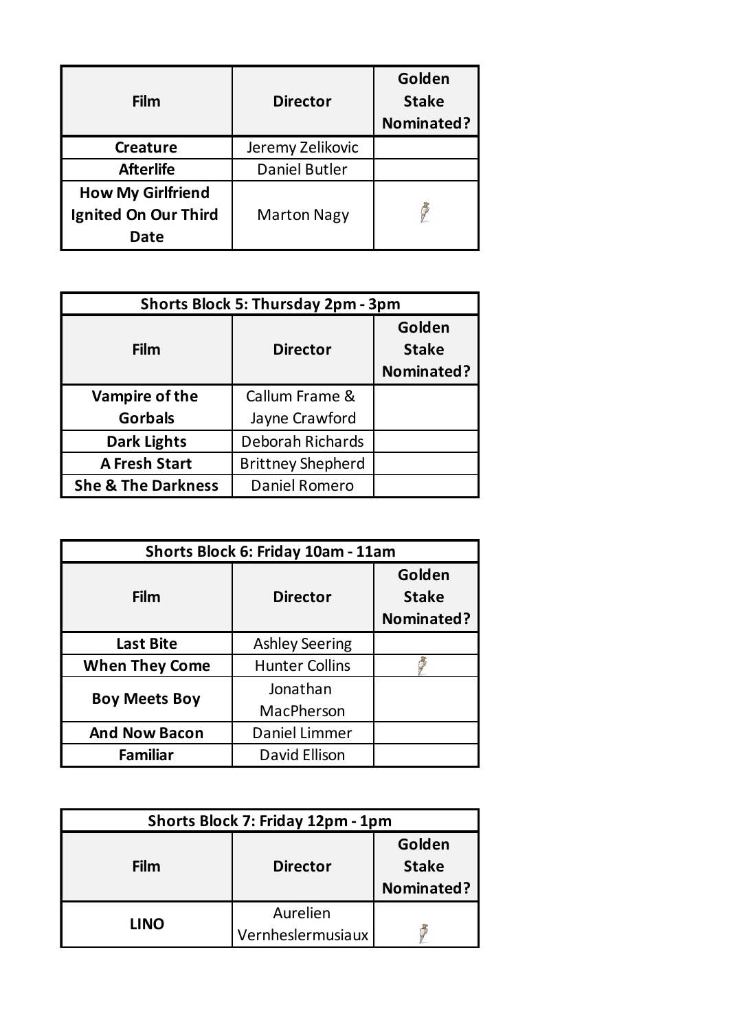| Film | Director | Golden Stake Nominated? |
|---|---|---|
| **Creature** | Jeremy Zelikovic | |
| **Afterlife** | Daniel Butler | |
| **How My Girlfriend Ignited On Our Third Date** | Marton Nagy | 🗡 |

| Shorts Block 5: Thursday 2pm - 3pm | | |
|---|---|---|
| **Film** | **Director** | **Golden Stake Nominated?** |
| **Vampire of the Gorbals** | Callum Frame & Jayne Crawford | |
| **Dark Lights** | Deborah Richards | |
| **A Fresh Start** | Brittney Shepherd | |
| **She & The Darkness** | Daniel Romero | |

| Shorts Block 6: Friday 10am - 11am | | |
|---|---|---|
| **Film** | **Director** | **Golden Stake Nominated?** |
| **Last Bite** | Ashley Seering | |
| **When They Come** | Hunter Collins | 🗡 |
| **Boy Meets Boy** | Jonathan MacPherson | |
| **And Now Bacon** | Daniel Limmer | |
| **Familiar** | David Ellison | |

| Shorts Block 7: Friday 12pm - 1pm | | |
|---|---|---|
| **Film** | **Director** | **Golden Stake Nominated?** |
| **LINO** | Aurelien Vernheslermusiaux | 🗡 |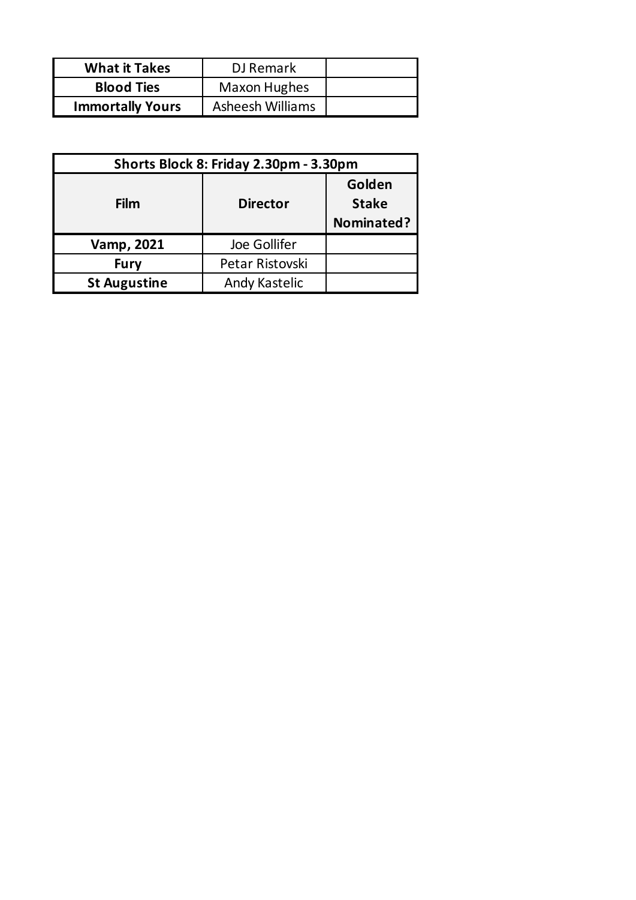| | | |
|---|---|---|
| **What it Takes** | DJ Remark | |
| **Blood Ties** | Maxon Hughes | |
| **Immortally Yours** | Asheesh Williams | |

| Shorts Block 8: Friday 2.30pm - 3.30pm | | |
|---|---|---|
| **Film** | **Director** | **Golden Stake Nominated?** |
| **Vamp, 2021** | Joe Gollifer | |
| **Fury** | Petar Ristovski | |
| **St Augustine** | Andy Kastelic | |